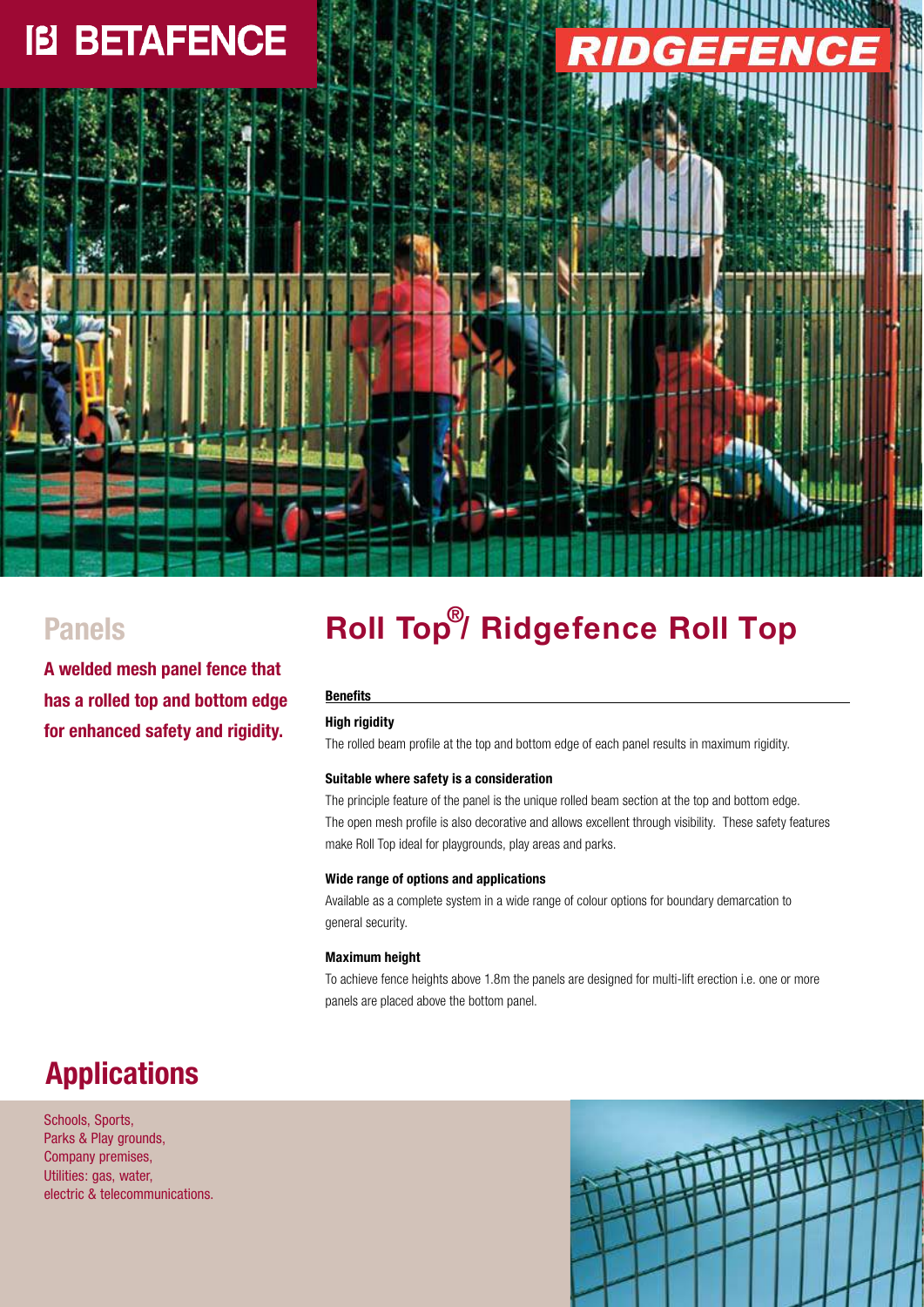BETAFENCE

RIDGEFENCE

## Panels

**A welded mesh panel fence that has a rolled top and bottom edge for enhanced safety and rigidity.**

# Roll Top®/ Ridgefence Roll Top

**Benefits**

**High rigidity**

The rolled beam profile at the top and bottom edge of each panel results in maximum rigidity.

**Suitable where safety is a consideration**

The principle feature of the panel is the unique rolled beam section at the top and bottom edge. The open mesh profile is also decorative and allows excellent through visibility. These safety features make Roll Top ideal for playgrounds, play areas and parks.

**Wide range of options and applications**

Available as a complete system in a wide range of colour options for boundary demarcation to general security.

**Maximum height**

To achieve fence heights above 1.8m the panels are designed for multi-lift erection i.e. one or more panels are placed above the bottom panel.

## Applications

Schools, Sports,
Parks & Play grounds,
Company premises,
Utilities: gas, water,
electric & telecommunications.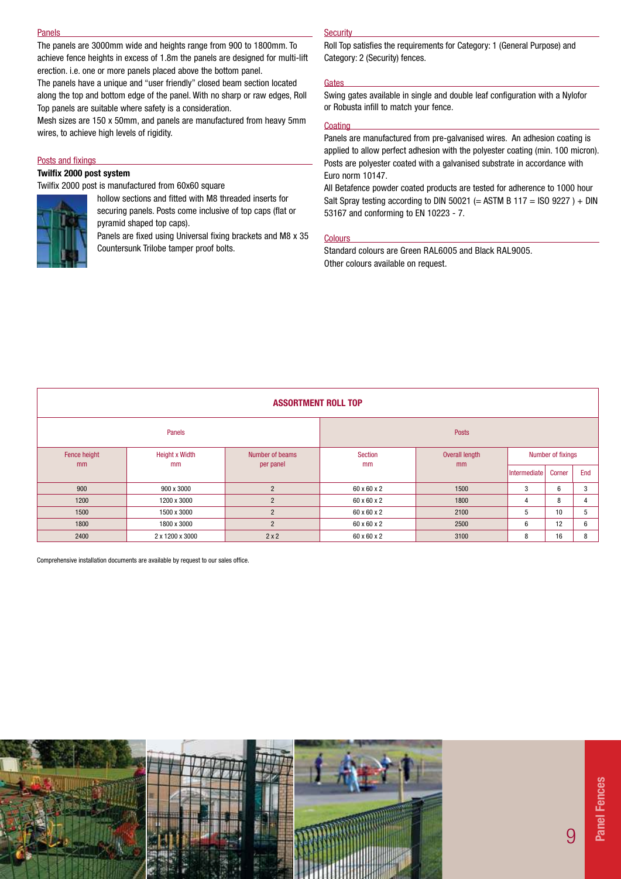## Panels

The panels are 3000mm wide and heights range from 900 to 1800mm. To achieve fence heights in excess of 1.8m the panels are designed for multi-lift erection. i.e. one or more panels placed above the bottom panel.

The panels have a unique and "user friendly" closed beam section located along the top and bottom edge of the panel. With no sharp or raw edges, Roll Top panels are suitable where safety is a consideration.

Mesh sizes are 150 x 50mm, and panels are manufactured from heavy 5mm wires, to achieve high levels of rigidity.

## Posts and fixings

**Twilfix 2000 post system**

Twilfix 2000 post is manufactured from 60x60 square hollow sections and fitted with M8 threaded inserts for securing panels. Posts come inclusive of top caps (flat or pyramid shaped top caps).

Panels are fixed using Universal fixing brackets and M8 x 35 Countersunk Trilobe tamper proof bolts.

## Security

Roll Top satisfies the requirements for Category: 1 (General Purpose) and Category: 2 (Security) fences.

## Gates

Swing gates available in single and double leaf configuration with a Nylofor or Robusta infill to match your fence.

## Coating

Panels are manufactured from pre-galvanised wires. An adhesion coating is applied to allow perfect adhesion with the polyester coating (min. 100 micron). Posts are polyester coated with a galvanised substrate in accordance with Euro norm 10147.

All Betafence powder coated products are tested for adherence to 1000 hour Salt Spray testing according to DIN 50021 (= ASTM B 117 = ISO 9227 ) + DIN 53167 and conforming to EN 10223 - 7.

## Colours

Standard colours are Green RAL6005 and Black RAL9005.
Other colours available on request.

**ASSORTMENT ROLL TOP**

| Panels | | | Posts | | | | |
|---|---|---|---|---|---|---|---|
| Fence height mm | Height x Width mm | Number of beams per panel | Section mm | Overall length mm | Number of fixings | | |
| | | | | | Intermediate | Corner | End |
| 900 | 900 x 3000 | 2 | 60 x 60 x 2 | 1500 | 3 | 6 | 3 |
| 1200 | 1200 x 3000 | 2 | 60 x 60 x 2 | 1800 | 4 | 8 | 4 |
| 1500 | 1500 x 3000 | 2 | 60 x 60 x 2 | 2100 | 5 | 10 | 5 |
| 1800 | 1800 x 3000 | 2 | 60 x 60 x 2 | 2500 | 6 | 12 | 6 |
| 2400 | 2 x 1200 x 3000 | 2 x 2 | 60 x 60 x 2 | 3100 | 8 | 16 | 8 |

Comprehensive installation documents are available by request to our sales office.

Panel Fences